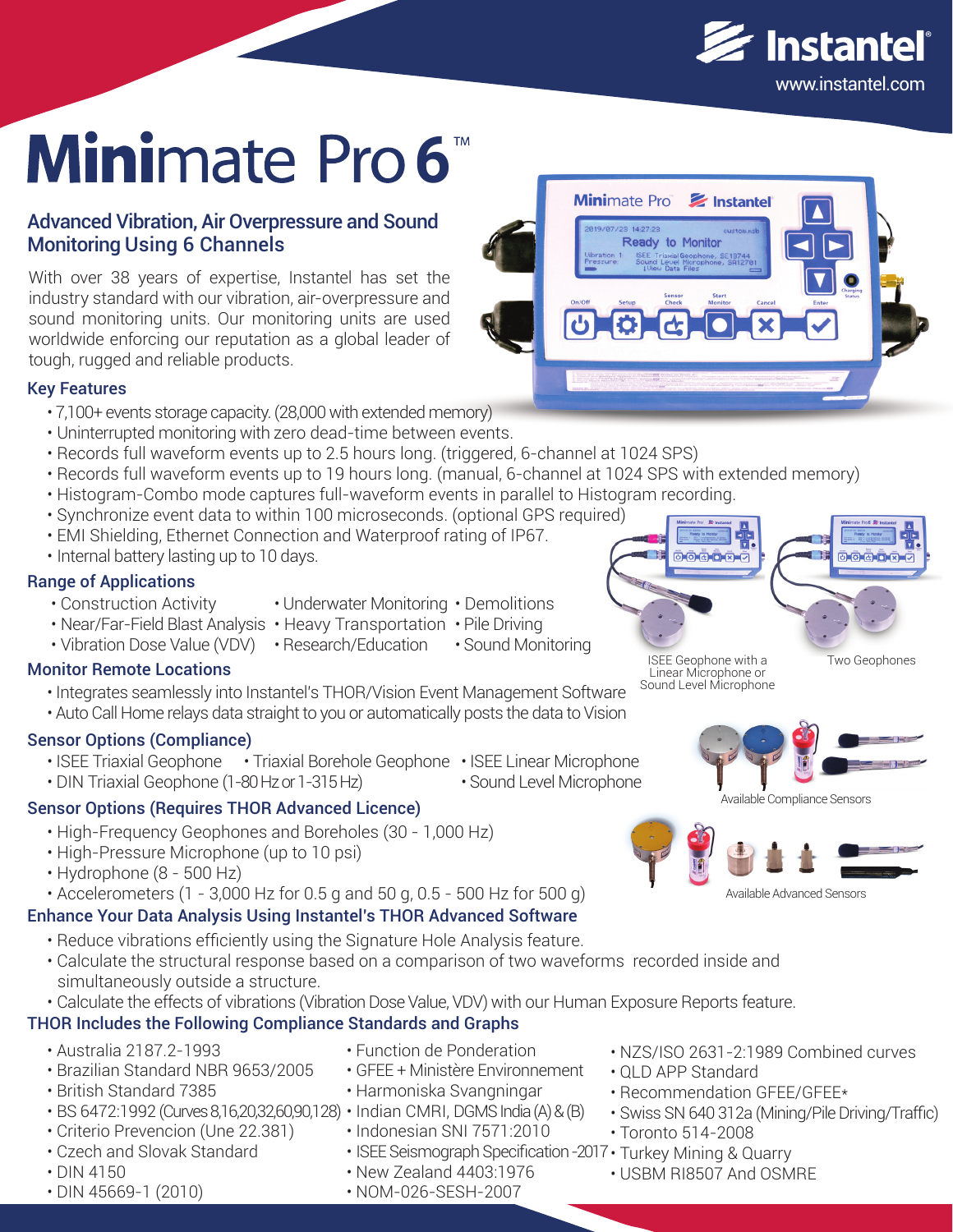Instantel®
www.instantel.com

# Minimate Pro 6™

## Advanced Vibration, Air Overpressure and Sound Monitoring Using 6 Channels

With over 38 years of expertise, Instantel has set the industry standard with our vibration, air-overpressure and sound monitoring units. Our monitoring units are used worldwide enforcing our reputation as a global leader of tough, rugged and reliable products.

### Key Features

- 7,100+ events storage capacity. (28,000 with extended memory)
- Uninterrupted monitoring with zero dead-time between events.
- Records full waveform events up to 2.5 hours long. (triggered, 6-channel at 1024 SPS)
- Records full waveform events up to 19 hours long. (manual, 6-channel at 1024 SPS with extended memory)
- Histogram-Combo mode captures full-waveform events in parallel to Histogram recording.
- Synchronize event data to within 100 microseconds. (optional GPS required)
- EMI Shielding, Ethernet Connection and Waterproof rating of IP67.
- Internal battery lasting up to 10 days.

### Range of Applications

- Construction Activity
- Near/Far-Field Blast Analysis
- Vibration Dose Value (VDV)
- Underwater Monitoring
- Heavy Transportation
- Research/Education
- Demolitions
- Pile Driving
- Sound Monitoring

ISEE Geophone with a Linear Microphone or Sound Level Microphone

Two Geophones

### Monitor Remote Locations

- Integrates seamlessly into Instantel's THOR/Vision Event Management Software
- Auto Call Home relays data straight to you or automatically posts the data to Vision

### Sensor Options (Compliance)

- ISEE Triaxial Geophone
- DIN Triaxial Geophone (1-80 Hz or 1-315 Hz)
- Triaxial Borehole Geophone
- ISEE Linear Microphone
- Sound Level Microphone

Available Compliance Sensors

### Sensor Options (Requires THOR Advanced Licence)

- High-Frequency Geophones and Boreholes (30 - 1,000 Hz)
- High-Pressure Microphone (up to 10 psi)
- Hydrophone (8 - 500 Hz)
- Accelerometers (1 - 3,000 Hz for 0.5 g and 50 g, 0.5 - 500 Hz for 500 g)

Available Advanced Sensors

### Enhance Your Data Analysis Using Instantel's THOR Advanced Software

- Reduce vibrations efficiently using the Signature Hole Analysis feature.
- Calculate the structural response based on a comparison of two waveforms recorded inside and simultaneously outside a structure.
- Calculate the effects of vibrations (Vibration Dose Value, VDV) with our Human Exposure Reports feature.

### THOR Includes the Following Compliance Standards and Graphs

- Australia 2187.2-1993
- Brazilian Standard NBR 9653/2005
- British Standard 7385
- BS 6472:1992 (Curves 8,16,20,32,60,90,128)
- Criterio Prevencion (Une 22.381)
- Czech and Slovak Standard
- DIN 4150
- DIN 45669-1 (2010)
- Function de Ponderation
- GFEE + Ministère Environnement
- Harmoniska Svangningar
- Indian CMRI, DGMS India (A) & (B)
- Indonesian SNI 7571:2010
- ISEE Seismograph Specification -2017
- New Zealand 4403:1976
- NOM-026-SESH-2007
- NZS/ISO 2631-2:1989 Combined curves
- QLD APP Standard
- Recommendation GFEE/GFEE*
- Swiss SN 640 312a (Mining/Pile Driving/Traffic)
- Toronto 514-2008
- Turkey Mining & Quarry
- USBM RI8507 And OSMRE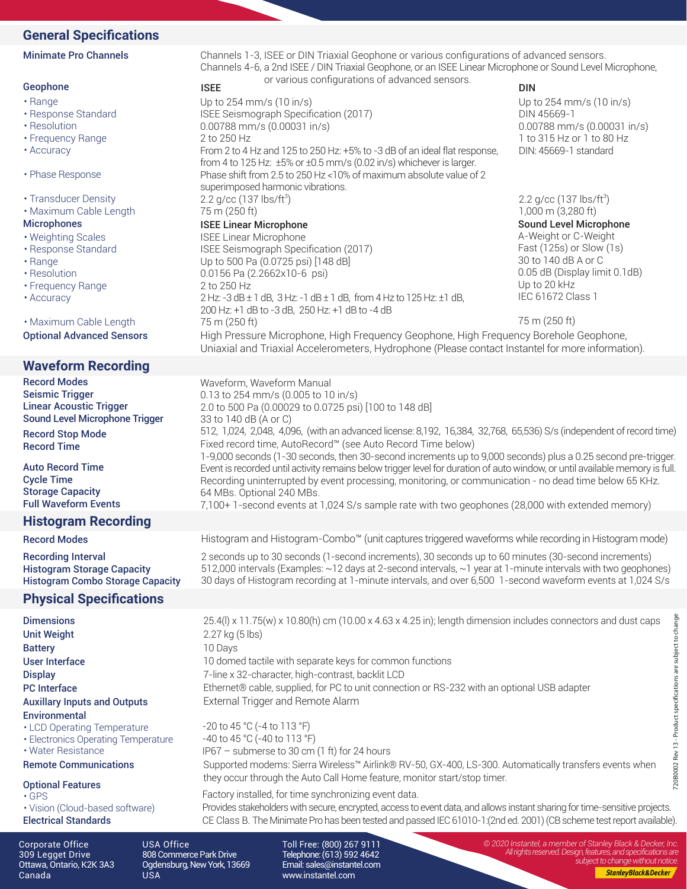## General Specifications

| | | |
|---|---|---|
| **Minimate Pro Channels** | Channels 1-3, ISEE or DIN Triaxial Geophone or various configurations of advanced sensors. Channels 4-6, a 2nd ISEE / DIN Triaxial Geophone, or an ISEE Linear Microphone or Sound Level Microphone, or various configurations of advanced sensors. | |
| **Geophone** | **ISEE** | **DIN** |
| • Range | Up to 254 mm/s (10 in/s) | Up to 254 mm/s (10 in/s) |
| • Response Standard | ISEE Seismograph Specification (2017) | DIN 45669-1 |
| • Resolution | 0.00788 mm/s (0.00031 in/s) | 0.00788 mm/s (0.00031 in/s) |
| • Frequency Range | 2 to 250 Hz | 1 to 315 Hz or 1 to 80 Hz |
| • Accuracy | From 2 to 4 Hz and 125 to 250 Hz: +5% to -3 dB of an ideal flat response, from 4 to 125 Hz: ±5% or ±0.5 mm/s (0.02 in/s) whichever is larger. | DIN: 45669-1 standard |
| • Phase Response | Phase shift from 2.5 to 250 Hz <10% of maximum absolute value of 2 superimposed harmonic vibrations. | |
| • Transducer Density | 2.2 g/cc (137 lbs/ft³) | 2.2 g/cc (137 lbs/ft³) |
| • Maximum Cable Length | 75 m (250 ft) | 1,000 m (3,280 ft) |
| **Microphones** | **ISEE Linear Microphone** | **Sound Level Microphone** |
| • Weighting Scales | ISEE Linear Microphone | A-Weight or C-Weight |
| • Response Standard | ISEE Seismograph Specification (2017) | Fast (125s) or Slow (1s) |
| • Range | Up to 500 Pa (0.0725 psi) [148 dB] | 30 to 140 dB A or C |
| • Resolution | 0.0156 Pa (2.2662x10-6 psi) | 0.05 dB (Display limit 0.1dB) |
| • Frequency Range | 2 to 250 Hz | Up to 20 kHz |
| • Accuracy | 2 Hz: -3 dB ± 1 dB, 3 Hz: -1 dB ± 1 dB, from 4 Hz to 125 Hz: ±1 dB, 200 Hz: +1 dB to -3 dB, 250 Hz: +1 dB to -4 dB | IEC 61672 Class 1 |
| • Maximum Cable Length | 75 m (250 ft) | 75 m (250 ft) |
| **Optional Advanced Sensors** | High Pressure Microphone, High Frequency Geophone, High Frequency Borehole Geophone, Uniaxial and Triaxial Accelerometers, Hydrophone (Please contact Instantel for more information). | |

## Waveform Recording

| | |
|---|---|
| **Record Modes** | Waveform, Waveform Manual |
| **Seismic Trigger** | 0.13 to 254 mm/s (0.005 to 10 in/s) |
| **Linear Acoustic Trigger** | 2.0 to 500 Pa (0.00029 to 0.0725 psi) [100 to 148 dB] |
| **Sound Level Microphone Trigger** | 33 to 140 dB (A or C) |
| **Record Stop Mode** | 512, 1,024, 2,048, 4,096, (with an advanced license: 8,192, 16,384, 32,768, 65,536) S/s (independent of record time) |
| **Record Time** | Fixed record time, AutoRecord™ (see Auto Record Time below) 1-9,000 seconds (1-30 seconds, then 30-second increments up to 9,000 seconds) plus a 0.25 second pre-trigger. |
| **Auto Record Time** | Event is recorded until activity remains below trigger level for duration of auto window, or until available memory is full. |
| **Cycle Time** | Recording uninterrupted by event processing, monitoring, or communication - no dead time below 65 KHz. |
| **Storage Capacity** | 64 MBs. Optional 240 MBs. |
| **Full Waveform Events** | 7,100+ 1-second events at 1,024 S/s sample rate with two geophones (28,000 with extended memory) |

## Histogram Recording

| | |
|---|---|
| **Record Modes** | Histogram and Histogram-Combo™ (unit captures triggered waveforms while recording in Histogram mode) |
| **Recording Interval** | 2 seconds up to 30 seconds (1-second increments), 30 seconds up to 60 minutes (30-second increments) |
| **Histogram Storage Capacity** | 512,000 intervals (Examples: ~12 days at 2-second intervals, ~1 year at 1-minute intervals with two geophones) |
| **Histogram Combo Storage Capacity** | 30 days of Histogram recording at 1-minute intervals, and over 6,500 1-second waveform events at 1,024 S/s |

## Physical Specifications

| | |
|---|---|
| **Dimensions** | 25.4(l) x 11.75(w) x 10.80(h) cm (10.00 x 4.63 x 4.25 in); length dimension includes connectors and dust caps |
| **Unit Weight** | 2.27 kg (5 lbs) |
| **Battery** | 10 Days |
| **User Interface** | 10 domed tactile with separate keys for common functions |
| **Display** | 7-line x 32-character, high-contrast, backlit LCD |
| **PC Interface** | Ethernet® cable, supplied, for PC to unit connection or RS-232 with an optional USB adapter |
| **Auxillary Inputs and Outputs** | External Trigger and Remote Alarm |
| **Environmental** | |
| • LCD Operating Temperature | -20 to 45 °C (-4 to 113 °F) |
| • Electronics Operating Temperature | -40 to 45 °C (-40 to 113 °F) |
| • Water Resistance | IP67 – submerse to 30 cm (1 ft) for 24 hours |
| **Remote Communications** | Supported modems: Sierra Wireless™ Airlink® RV-50, GX-400, LS-300. Automatically transfers events when they occur through the Auto Call Home feature, monitor start/stop timer. |
| **Optional Features** | |
| • GPS | Factory installed, for time synchronizing event data. |
| • Vision (Cloud-based software) | Provides stakeholders with secure, encrypted, access to event data, and allows instant sharing for time-sensitive projects. |
| **Electrical Standards** | CE Class B. The Minimate Pro has been tested and passed IEC 61010-1:(2nd ed. 2001) (CB scheme test report available). |

720B0002 Rev 13 - Product specifications are subject to change

Corporate Office
309 Legget Drive
Ottawa, Ontario, K2K 3A3
Canada

USA Office
808 Commerce Park Drive
Ogdensburg, New York, 13669
USA

Toll Free: (800) 267 9111
Telephone: (613) 592 4642
Email: sales@instantel.com
www.instantel.com

*© 2020 Instantel, a member of Stanley Black & Decker, Inc. All rights reserved. Design, features, and specifications are subject to change without notice.*

StanleyBlack&Decker